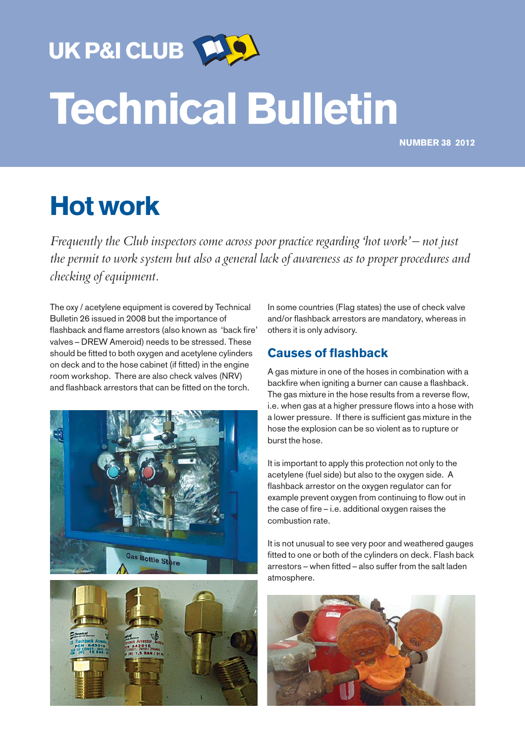UK P&I CLUB

# Technical Bulletin

**NUMBER 38 2012**

## Hot work

*Frequently the Club inspectors come across poor practice regarding 'hot work' – not just the permit to work system but also a general lack of awareness as to proper procedures and checking of equipment.*

The oxy / acetylene equipment is covered by Technical Bulletin 26 issued in 2008 but the importance of flashback and flame arrestors (also known as 'back fire' valves – DREW Ameroid) needs to be stressed. These should be fitted to both oxygen and acetylene cylinders on deck and to the hose cabinet (if fitted) in the engine room workshop. There are also check valves (NRV) and flashback arrestors that can be fitted on the torch.

In some countries (Flag states) the use of check valve and/or flashback arrestors are mandatory, whereas in others it is only advisory.

### Causes of flashback

A gas mixture in one of the hoses in combination with a backfire when igniting a burner can cause a flashback. The gas mixture in the hose results from a reverse flow, i.e. when gas at a higher pressure flows into a hose with a lower pressure. If there is sufficient gas mixture in the hose the explosion can be so violent as to rupture or burst the hose.

It is important to apply this protection not only to the acetylene (fuel side) but also to the oxygen side. A flashback arrestor on the oxygen regulator can for example prevent oxygen from continuing to flow out in the case of fire – i.e. additional oxygen raises the combustion rate.

It is not unusual to see very poor and weathered gauges fitted to one or both of the cylinders on deck. Flash back arrestors – when fitted – also suffer from the salt laden atmosphere.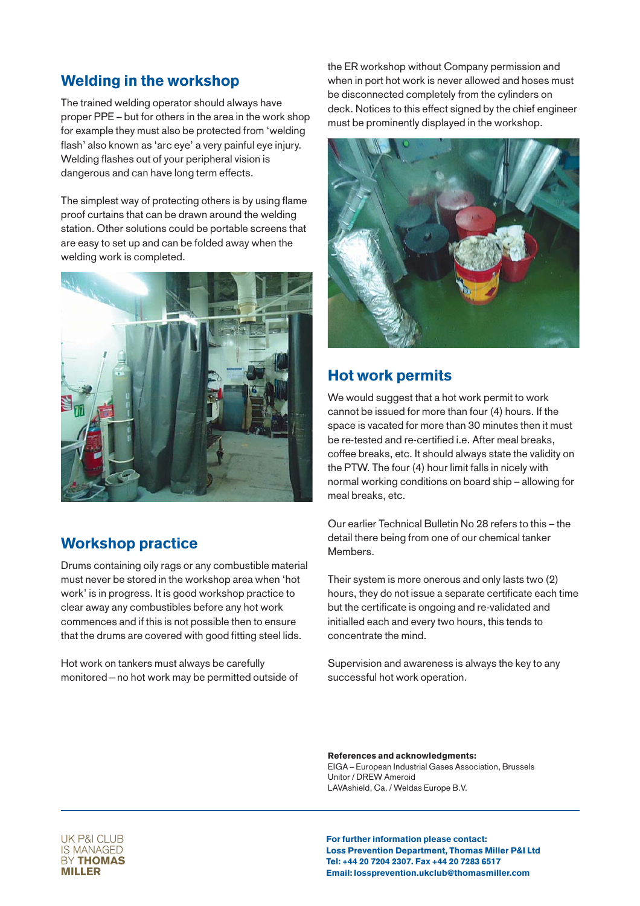## Welding in the workshop

The trained welding operator should always have proper PPE – but for others in the area in the work shop for example they must also be protected from 'welding flash' also known as 'arc eye' a very painful eye injury. Welding flashes out of your peripheral vision is dangerous and can have long term effects.

The simplest way of protecting others is by using flame proof curtains that can be drawn around the welding station. Other solutions could be portable screens that are easy to set up and can be folded away when the welding work is completed.

## Workshop practice

Drums containing oily rags or any combustible material must never be stored in the workshop area when 'hot work' is in progress. It is good workshop practice to clear away any combustibles before any hot work commences and if this is not possible then to ensure that the drums are covered with good fitting steel lids.

Hot work on tankers must always be carefully monitored – no hot work may be permitted outside of the ER workshop without Company permission and when in port hot work is never allowed and hoses must be disconnected completely from the cylinders on deck. Notices to this effect signed by the chief engineer must be prominently displayed in the workshop.

## Hot work permits

We would suggest that a hot work permit to work cannot be issued for more than four (4) hours. If the space is vacated for more than 30 minutes then it must be re-tested and re-certified i.e. After meal breaks, coffee breaks, etc. It should always state the validity on the PTW. The four (4) hour limit falls in nicely with normal working conditions on board ship – allowing for meal breaks, etc.

Our earlier Technical Bulletin No 28 refers to this – the detail there being from one of our chemical tanker Members.

Their system is more onerous and only lasts two (2) hours, they do not issue a separate certificate each time but the certificate is ongoing and re-validated and initialled each and every two hours, this tends to concentrate the mind.

Supervision and awareness is always the key to any successful hot work operation.

**References and acknowledgments:**
EIGA – European Industrial Gases Association, Brussels
Unitor / DREW Ameroid
LAVAshield, Ca. / Weldas Europe B.V.

UK P&I CLUB IS MANAGED BY **THOMAS MILLER**

**For further information please contact:**
**Loss Prevention Department, Thomas Miller P&I Ltd**
**Tel: +44 20 7204 2307. Fax +44 20 7283 6517**
**Email: lossprevention.ukclub@thomasmiller.com**